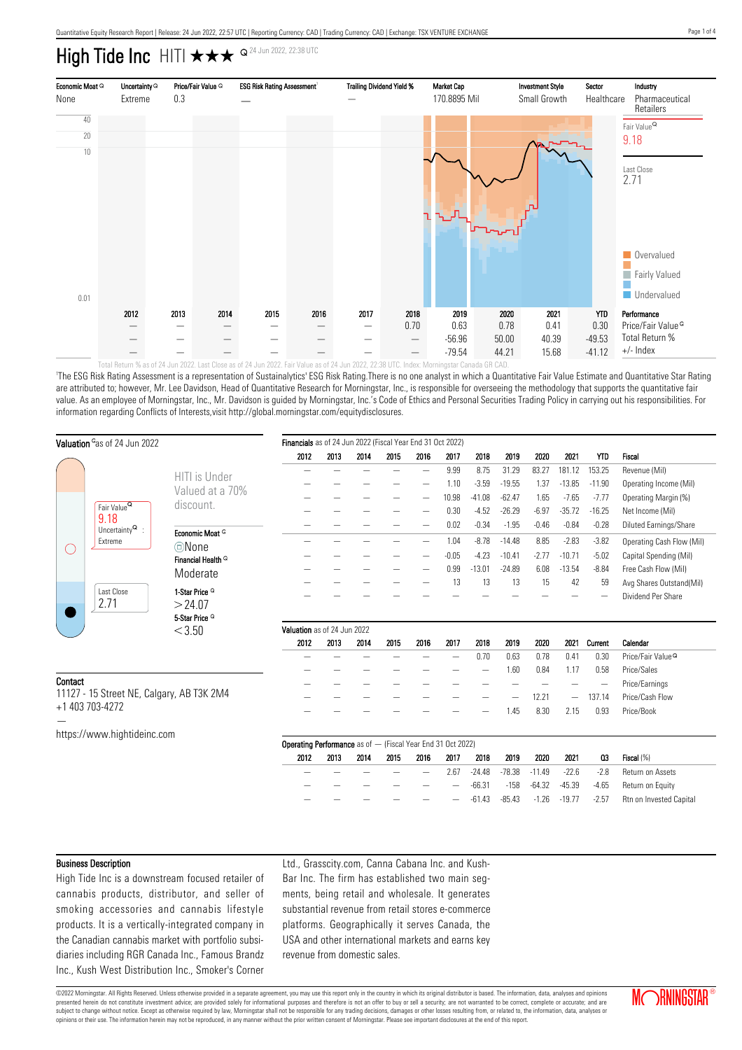# High Tide Inc HITI ★★★ 24 Jun 2022, 22:38 UTC

| Economic Moat | Uncertainty | Price/Fair Value | ESG Risk Rating Assessment[1] | Trailing Dividend Yield % | Market Cap | Investment Style | Sector | Industry |
|---|---|---|---|---|---|---|---|---|
| None | Extreme | 0.3 | — | — | 170.8895 Mil | Small Growth | Healthcare | Pharmaceutical Retailers |

Fair Value: 9.18

Last Close: 2.71

Overvalued / Fairly Valued / Undervalued

| | 2012 | 2013 | 2014 | 2015 | 2016 | 2017 | 2018 | 2019 | 2020 | 2021 | YTD | Performance |
|---|---|---|---|---|---|---|---|---|---|---|---|---|
| | — | — | — | — | — | — | 0.70 | 0.63 | 0.78 | 0.41 | 0.30 | Price/Fair Value |
| | — | — | — | — | — | — | — | -56.96 | 50.00 | 40.39 | -49.53 | Total Return % |
| | — | — | — | — | — | — | — | -79.54 | 44.21 | 15.68 | -41.12 | +/- Index |

Total Return % as of 24 Jun 2022. Last Close as of 24 Jun 2022. Fair Value as of 24 Jun 2022, 22:38 UTC. Index: Morningstar Canada GR CAD.

[1]The ESG Risk Rating Assessment is a representation of Sustainalytics' ESG Risk Rating.There is no one analyst in which a Quantitative Fair Value Estimate and Quantitative Star Rating are attributed to; however, Mr. Lee Davidson, Head of Quantitative Research for Morningstar, Inc., is responsible for overseeing the methodology that supports the quantitative fair value. As an employee of Morningstar, Inc., Mr. Davidson is guided by Morningstar, Inc.'s Code of Ethics and Personal Securities Trading Policy in carrying out his responsibilities. For information regarding Conflicts of Interests,visit http://global.morningstar.com/equitydisclosures.

## Valuation as of 24 Jun 2022

Fair Value: 9.18

Uncertainty: Extreme

Last Close: 2.71

HITI is Under Valued at a 70% discount.

Economic Moat: None

Financial Health: Moderate

1-Star Price: > 24.07

5-Star Price: < 3.50

## Contact

11127 - 15 Street NE, Calgary, AB T3K 2M4
+1 403 703-4272

—

https://www.hightideinc.com

## Financials as of 24 Jun 2022 (Fiscal Year End 31 Oct 2022)

| 2012 | 2013 | 2014 | 2015 | 2016 | 2017 | 2018 | 2019 | 2020 | 2021 | YTD | Fiscal |
|---|---|---|---|---|---|---|---|---|---|---|---|
| — | — | — | — | — | 9.99 | 8.75 | 31.29 | 83.27 | 181.12 | 153.25 | Revenue (Mil) |
| — | — | — | — | — | 1.10 | -3.59 | -19.55 | 1.37 | -13.85 | -11.90 | Operating Income (Mil) |
| — | — | — | — | — | 10.98 | -41.08 | -62.47 | 1.65 | -7.65 | -7.77 | Operating Margin (%) |
| — | — | — | — | — | 0.30 | -4.52 | -26.29 | -6.97 | -35.72 | -16.25 | Net Income (Mil) |
| — | — | — | — | — | 0.02 | -0.34 | -1.95 | -0.46 | -0.84 | -0.28 | Diluted Earnings/Share |
| — | — | — | — | — | 1.04 | -8.78 | -14.48 | 8.85 | -2.83 | -3.82 | Operating Cash Flow (Mil) |
| — | — | — | — | — | -0.05 | -4.23 | -10.41 | -2.77 | -10.71 | -5.02 | Capital Spending (Mil) |
| — | — | — | — | — | 0.99 | -13.01 | -24.89 | 6.08 | -13.54 | -8.84 | Free Cash Flow (Mil) |
| — | — | — | — | — | 13 | 13 | 13 | 15 | 42 | 59 | Avg Shares Outstand(Mil) |
| — | — | — | — | — | — | — | — | — | — | — | Dividend Per Share |

## Valuation as of 24 Jun 2022

| 2012 | 2013 | 2014 | 2015 | 2016 | 2017 | 2018 | 2019 | 2020 | 2021 | Current | Calendar |
|---|---|---|---|---|---|---|---|---|---|---|---|
| — | — | — | — | — | — | 0.70 | 0.63 | 0.78 | 0.41 | 0.30 | Price/Fair Value |
| — | — | — | — | — | — | — | 1.60 | 0.84 | 1.17 | 0.58 | Price/Sales |
| — | — | — | — | — | — | — | — | — | — | — | Price/Earnings |
| — | — | — | — | — | — | — | — | 12.21 | — | 137.14 | Price/Cash Flow |
| — | — | — | — | — | — | — | 1.45 | 8.30 | 2.15 | 0.93 | Price/Book |

## Operating Performance as of — (Fiscal Year End 31 Oct 2022)

| 2012 | 2013 | 2014 | 2015 | 2016 | 2017 | 2018 | 2019 | 2020 | 2021 | Q3 | Fiscal (%) |
|---|---|---|---|---|---|---|---|---|---|---|---|
| — | — | — | — | — | 2.67 | -24.48 | -78.38 | -11.49 | -22.6 | -2.8 | Return on Assets |
| — | — | — | — | — | — | -66.31 | -158 | -64.32 | -45.39 | -4.65 | Return on Equity |
| — | — | — | — | — | — | -61.43 | -85.43 | -1.26 | -19.77 | -2.57 | Rtn on Invested Capital |

## Business Description

High Tide Inc is a downstream focused retailer of cannabis products, distributor, and seller of smoking accessories and cannabis lifestyle products. It is a vertically-integrated company in the Canadian cannabis market with portfolio subsidiaries including RGR Canada Inc., Famous Brandz Inc., Kush West Distribution Inc., Smoker's Corner Ltd., Grasscity.com, Canna Cabana Inc. and Kush-Bar Inc. The firm has established two main segments, being retail and wholesale. It generates substantial revenue from retail stores e-commerce platforms. Geographically it serves Canada, the USA and other international markets and earns key revenue from domestic sales.

©2022 Morningstar. All Rights Reserved. Unless otherwise provided in a separate agreement, you may use this report only in the country in which its original distributor is based. The information, data, analyses and opinions presented herein do not constitute investment advice; are provided solely for informational purposes and therefore are not an offer to buy or sell a security; and are not warranted to be correct, complete or accurate; and are subject to change without notice. Except as otherwise required by law, Morningstar shall not be responsible for any trading decisions, damages or other losses resulting from, or related to, the information, data, analyses or opinions or their use. The information herein may not be reproduced, in any manner without the prior written consent of Morningstar. Please see important disclosures at the end of this report.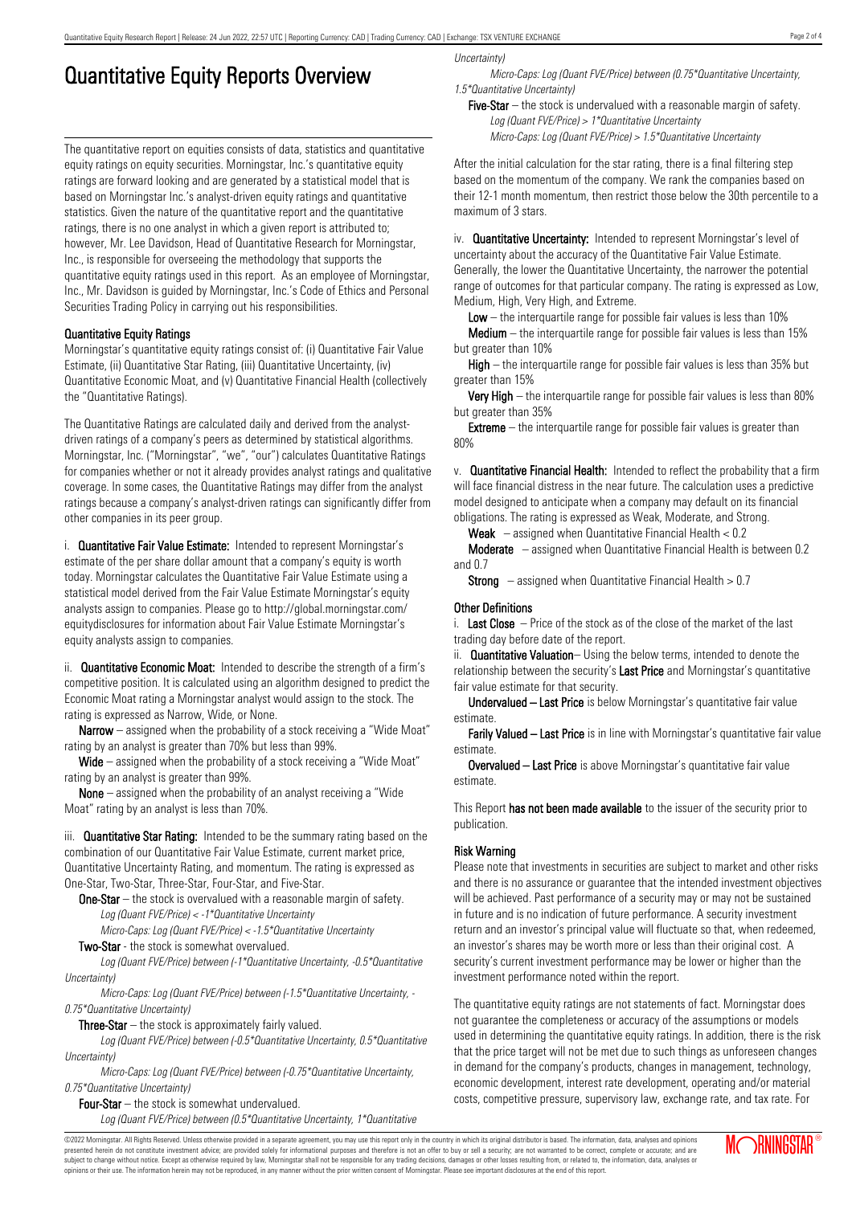# Quantitative Equity Reports Overview

The quantitative report on equities consists of data, statistics and quantitative equity ratings on equity securities. Morningstar, Inc.'s quantitative equity ratings are forward looking and are generated by a statistical model that is based on Morningstar Inc.'s analyst-driven equity ratings and quantitative statistics. Given the nature of the quantitative report and the quantitative ratings, there is no one analyst in which a given report is attributed to; however, Mr. Lee Davidson, Head of Quantitative Research for Morningstar, Inc., is responsible for overseeing the methodology that supports the quantitative equity ratings used in this report. As an employee of Morningstar, Inc., Mr. Davidson is guided by Morningstar, Inc.'s Code of Ethics and Personal Securities Trading Policy in carrying out his responsibilities.

### Quantitative Equity Ratings

Morningstar's quantitative equity ratings consist of: (i) Quantitative Fair Value Estimate, (ii) Quantitative Star Rating, (iii) Quantitative Uncertainty, (iv) Quantitative Economic Moat, and (v) Quantitative Financial Health (collectively the "Quantitative Ratings).

The Quantitative Ratings are calculated daily and derived from the analyst-driven ratings of a company's peers as determined by statistical algorithms. Morningstar, Inc. ("Morningstar", "we", "our") calculates Quantitative Ratings for companies whether or not it already provides analyst ratings and qualitative coverage. In some cases, the Quantitative Ratings may differ from the analyst ratings because a company's analyst-driven ratings can significantly differ from other companies in its peer group.

i. **Quantitative Fair Value Estimate:** Intended to represent Morningstar's estimate of the per share dollar amount that a company's equity is worth today. Morningstar calculates the Quantitative Fair Value Estimate using a statistical model derived from the Fair Value Estimate Morningstar's equity analysts assign to companies. Please go to http://global.morningstar.com/equitydisclosures for information about Fair Value Estimate Morningstar's equity analysts assign to companies.

ii. **Quantitative Economic Moat:** Intended to describe the strength of a firm's competitive position. It is calculated using an algorithm designed to predict the Economic Moat rating a Morningstar analyst would assign to the stock. The rating is expressed as Narrow, Wide, or None.

**Narrow** – assigned when the probability of a stock receiving a "Wide Moat" rating by an analyst is greater than 70% but less than 99%.

**Wide** – assigned when the probability of a stock receiving a "Wide Moat" rating by an analyst is greater than 99%.

**None** – assigned when the probability of an analyst receiving a "Wide Moat" rating by an analyst is less than 70%.

iii. **Quantitative Star Rating:** Intended to be the summary rating based on the combination of our Quantitative Fair Value Estimate, current market price, Quantitative Uncertainty Rating, and momentum. The rating is expressed as One-Star, Two-Star, Three-Star, Four-Star, and Five-Star.

**One-Star** – the stock is overvalued with a reasonable margin of safety.
*Log (Quant FVE/Price) < -1\*Quantitative Uncertainty*
*Micro-Caps: Log (Quant FVE/Price) < -1.5\*Quantitative Uncertainty*

**Two-Star** - the stock is somewhat overvalued.
*Log (Quant FVE/Price) between (-1\*Quantitative Uncertainty, -0.5\*Quantitative Uncertainty)*
*Micro-Caps: Log (Quant FVE/Price) between (-1.5\*Quantitative Uncertainty, -0.75\*Quantitative Uncertainty)*

**Three-Star** – the stock is approximately fairly valued.
*Log (Quant FVE/Price) between (-0.5\*Quantitative Uncertainty, 0.5\*Quantitative Uncertainty)*
*Micro-Caps: Log (Quant FVE/Price) between (-0.75\*Quantitative Uncertainty, 0.75\*Quantitative Uncertainty)*

**Four-Star** – the stock is somewhat undervalued.
*Log (Quant FVE/Price) between (0.5\*Quantitative Uncertainty, 1\*Quantitative Uncertainty)*
*Micro-Caps: Log (Quant FVE/Price) between (0.75\*Quantitative Uncertainty, 1.5\*Quantitative Uncertainty)*

**Five-Star** – the stock is undervalued with a reasonable margin of safety.
*Log (Quant FVE/Price) > 1\*Quantitative Uncertainty*
*Micro-Caps: Log (Quant FVE/Price) > 1.5\*Quantitative Uncertainty*

After the initial calculation for the star rating, there is a final filtering step based on the momentum of the company. We rank the companies based on their 12-1 month momentum, then restrict those below the 30th percentile to a maximum of 3 stars.

iv. **Quantitative Uncertainty:** Intended to represent Morningstar's level of uncertainty about the accuracy of the Quantitative Fair Value Estimate. Generally, the lower the Quantitative Uncertainty, the narrower the potential range of outcomes for that particular company. The rating is expressed as Low, Medium, High, Very High, and Extreme.

**Low** – the interquartile range for possible fair values is less than 10%

**Medium** – the interquartile range for possible fair values is less than 15% but greater than 10%

**High** – the interquartile range for possible fair values is less than 35% but greater than 15%

**Very High** – the interquartile range for possible fair values is less than 80% but greater than 35%

**Extreme** – the interquartile range for possible fair values is greater than 80%

v. **Quantitative Financial Health:** Intended to reflect the probability that a firm will face financial distress in the near future. The calculation uses a predictive model designed to anticipate when a company may default on its financial obligations. The rating is expressed as Weak, Moderate, and Strong.

**Weak** – assigned when Quantitative Financial Health < 0.2

**Moderate** – assigned when Quantitative Financial Health is between 0.2 and 0.7

**Strong** – assigned when Quantitative Financial Health > 0.7

### Other Definitions

i. **Last Close** – Price of the stock as of the close of the market of the last trading day before date of the report.

ii. **Quantitative Valuation**– Using the below terms, intended to denote the relationship between the security's **Last Price** and Morningstar's quantitative fair value estimate for that security.

**Undervalued – Last Price** is below Morningstar's quantitative fair value estimate.

**Farily Valued – Last Price** is in line with Morningstar's quantitative fair value estimate.

**Overvalued – Last Price** is above Morningstar's quantitative fair value estimate.

This Report **has not been made available** to the issuer of the security prior to publication.

### Risk Warning

Please note that investments in securities are subject to market and other risks and there is no assurance or guarantee that the intended investment objectives will be achieved. Past performance of a security may or may not be sustained in future and is no indication of future performance. A security investment return and an investor's principal value will fluctuate so that, when redeemed, an investor's shares may be worth more or less than their original cost. A security's current investment performance may be lower or higher than the investment performance noted within the report.

The quantitative equity ratings are not statements of fact. Morningstar does not guarantee the completeness or accuracy of the assumptions or models used in determining the quantitative equity ratings. In addition, there is the risk that the price target will not be met due to such things as unforeseen changes in demand for the company's products, changes in management, technology, economic development, interest rate development, operating and/or material costs, competitive pressure, supervisory law, exchange rate, and tax rate. For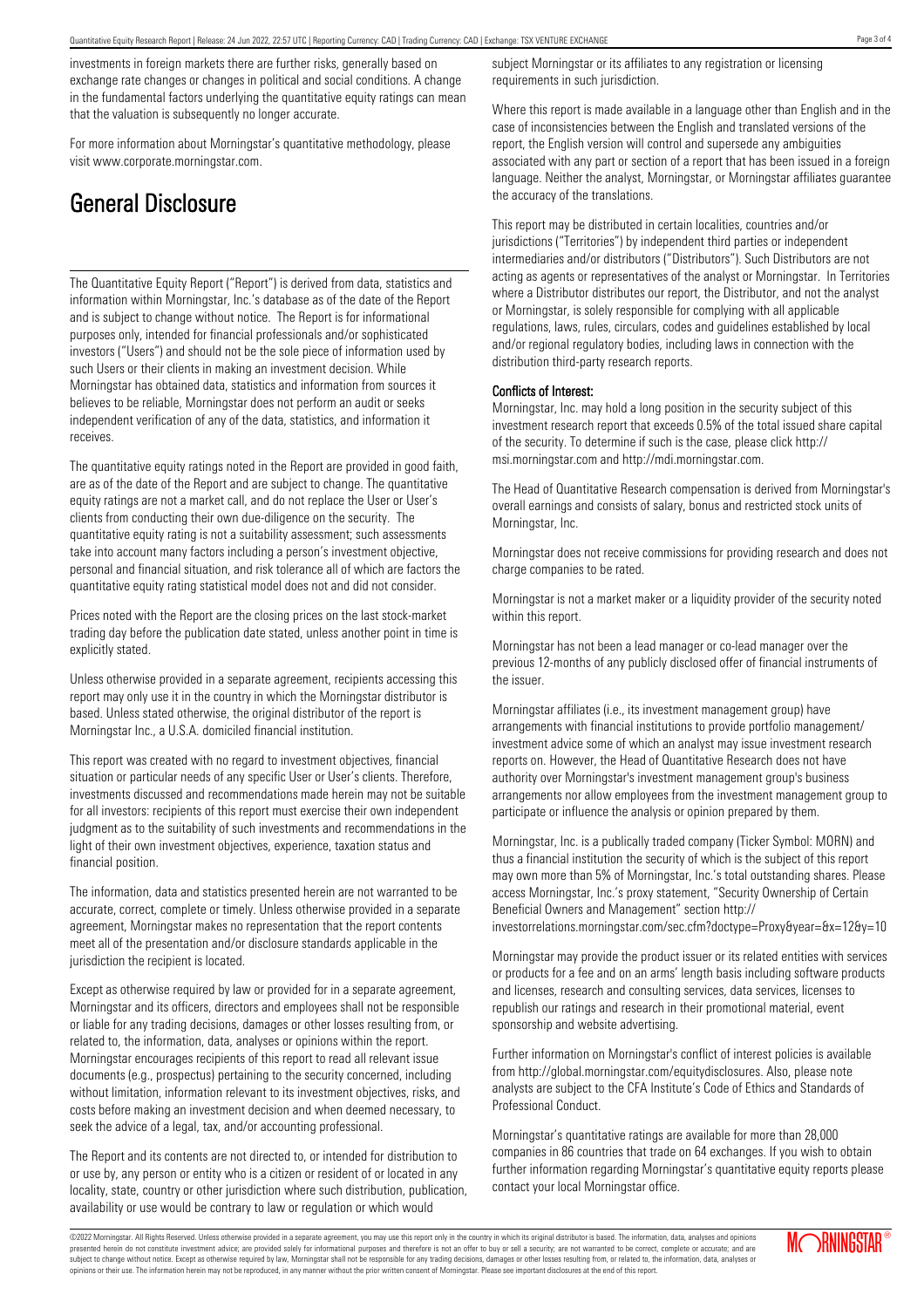investments in foreign markets there are further risks, generally based on exchange rate changes or changes in political and social conditions. A change in the fundamental factors underlying the quantitative equity ratings can mean that the valuation is subsequently no longer accurate.

For more information about Morningstar's quantitative methodology, please visit www.corporate.morningstar.com.

# General Disclosure

The Quantitative Equity Report ("Report") is derived from data, statistics and information within Morningstar, Inc.'s database as of the date of the Report and is subject to change without notice. The Report is for informational purposes only, intended for financial professionals and/or sophisticated investors ("Users") and should not be the sole piece of information used by such Users or their clients in making an investment decision. While Morningstar has obtained data, statistics and information from sources it believes to be reliable, Morningstar does not perform an audit or seeks independent verification of any of the data, statistics, and information it receives.

The quantitative equity ratings noted in the Report are provided in good faith, are as of the date of the Report and are subject to change. The quantitative equity ratings are not a market call, and do not replace the User or User's clients from conducting their own due-diligence on the security. The quantitative equity rating is not a suitability assessment; such assessments take into account many factors including a person's investment objective, personal and financial situation, and risk tolerance all of which are factors the quantitative equity rating statistical model does not and did not consider.

Prices noted with the Report are the closing prices on the last stock-market trading day before the publication date stated, unless another point in time is explicitly stated.

Unless otherwise provided in a separate agreement, recipients accessing this report may only use it in the country in which the Morningstar distributor is based. Unless stated otherwise, the original distributor of the report is Morningstar Inc., a U.S.A. domiciled financial institution.

This report was created with no regard to investment objectives, financial situation or particular needs of any specific User or User's clients. Therefore, investments discussed and recommendations made herein may not be suitable for all investors: recipients of this report must exercise their own independent judgment as to the suitability of such investments and recommendations in the light of their own investment objectives, experience, taxation status and financial position.

The information, data and statistics presented herein are not warranted to be accurate, correct, complete or timely. Unless otherwise provided in a separate agreement, Morningstar makes no representation that the report contents meet all of the presentation and/or disclosure standards applicable in the jurisdiction the recipient is located.

Except as otherwise required by law or provided for in a separate agreement, Morningstar and its officers, directors and employees shall not be responsible or liable for any trading decisions, damages or other losses resulting from, or related to, the information, data, analyses or opinions within the report. Morningstar encourages recipients of this report to read all relevant issue documents (e.g., prospectus) pertaining to the security concerned, including without limitation, information relevant to its investment objectives, risks, and costs before making an investment decision and when deemed necessary, to seek the advice of a legal, tax, and/or accounting professional.

The Report and its contents are not directed to, or intended for distribution to or use by, any person or entity who is a citizen or resident of or located in any locality, state, country or other jurisdiction where such distribution, publication, availability or use would be contrary to law or regulation or which would subject Morningstar or its affiliates to any registration or licensing requirements in such jurisdiction.

Where this report is made available in a language other than English and in the case of inconsistencies between the English and translated versions of the report, the English version will control and supersede any ambiguities associated with any part or section of a report that has been issued in a foreign language. Neither the analyst, Morningstar, or Morningstar affiliates guarantee the accuracy of the translations.

This report may be distributed in certain localities, countries and/or jurisdictions ("Territories") by independent third parties or independent intermediaries and/or distributors ("Distributors"). Such Distributors are not acting as agents or representatives of the analyst or Morningstar. In Territories where a Distributor distributes our report, the Distributor, and not the analyst or Morningstar, is solely responsible for complying with all applicable regulations, laws, rules, circulars, codes and guidelines established by local and/or regional regulatory bodies, including laws in connection with the distribution third-party research reports.

**Conflicts of Interest:**

Morningstar, Inc. may hold a long position in the security subject of this investment research report that exceeds 0.5% of the total issued share capital of the security. To determine if such is the case, please click http://msi.morningstar.com and http://mdi.morningstar.com.

The Head of Quantitative Research compensation is derived from Morningstar's overall earnings and consists of salary, bonus and restricted stock units of Morningstar, Inc.

Morningstar does not receive commissions for providing research and does not charge companies to be rated.

Morningstar is not a market maker or a liquidity provider of the security noted within this report.

Morningstar has not been a lead manager or co-lead manager over the previous 12-months of any publicly disclosed offer of financial instruments of the issuer.

Morningstar affiliates (i.e., its investment management group) have arrangements with financial institutions to provide portfolio management/investment advice some of which an analyst may issue investment research reports on. However, the Head of Quantitative Research does not have authority over Morningstar's investment management group's business arrangements nor allow employees from the investment management group to participate or influence the analysis or opinion prepared by them.

Morningstar, Inc. is a publically traded company (Ticker Symbol: MORN) and thus a financial institution the security of which is the subject of this report may own more than 5% of Morningstar, Inc.'s total outstanding shares. Please access Morningstar, Inc.'s proxy statement, "Security Ownership of Certain Beneficial Owners and Management" section http://investorrelations.morningstar.com/sec.cfm?doctype=Proxy&year=&x=12&y=10

Morningstar may provide the product issuer or its related entities with services or products for a fee and on an arms' length basis including software products and licenses, research and consulting services, data services, licenses to republish our ratings and research in their promotional material, event sponsorship and website advertising.

Further information on Morningstar's conflict of interest policies is available from http://global.morningstar.com/equitydisclosures. Also, please note analysts are subject to the CFA Institute's Code of Ethics and Standards of Professional Conduct.

Morningstar's quantitative ratings are available for more than 28,000 companies in 86 countries that trade on 64 exchanges. If you wish to obtain further information regarding Morningstar's quantitative equity reports please contact your local Morningstar office.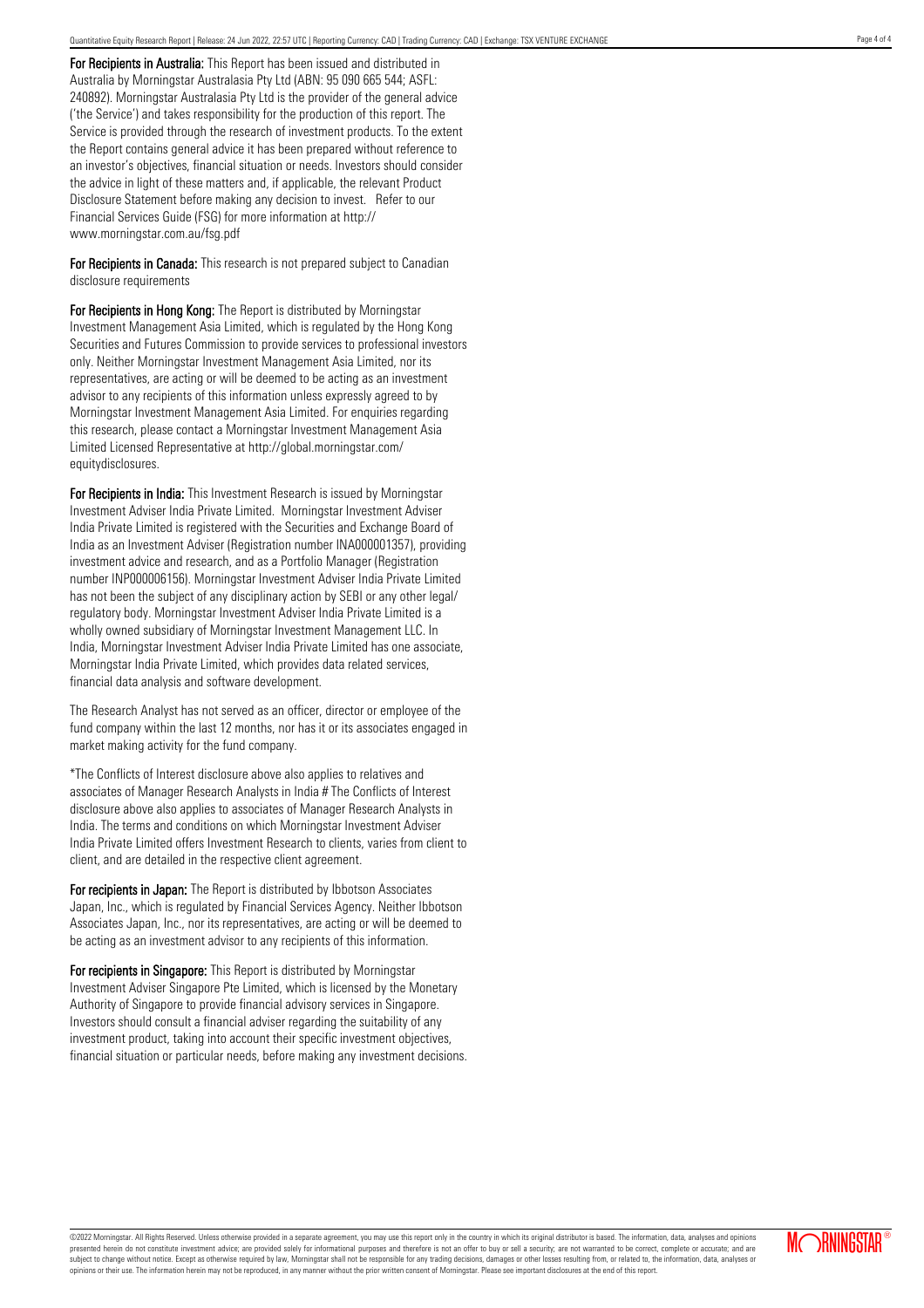**For Recipients in Australia:** This Report has been issued and distributed in Australia by Morningstar Australasia Pty Ltd (ABN: 95 090 665 544; ASFL: 240892). Morningstar Australasia Pty Ltd is the provider of the general advice ('the Service') and takes responsibility for the production of this report. The Service is provided through the research of investment products. To the extent the Report contains general advice it has been prepared without reference to an investor's objectives, financial situation or needs. Investors should consider the advice in light of these matters and, if applicable, the relevant Product Disclosure Statement before making any decision to invest. Refer to our Financial Services Guide (FSG) for more information at http://www.morningstar.com.au/fsg.pdf

**For Recipients in Canada:** This research is not prepared subject to Canadian disclosure requirements

**For Recipients in Hong Kong:** The Report is distributed by Morningstar Investment Management Asia Limited, which is regulated by the Hong Kong Securities and Futures Commission to provide services to professional investors only. Neither Morningstar Investment Management Asia Limited, nor its representatives, are acting or will be deemed to be acting as an investment advisor to any recipients of this information unless expressly agreed to by Morningstar Investment Management Asia Limited. For enquiries regarding this research, please contact a Morningstar Investment Management Asia Limited Licensed Representative at http://global.morningstar.com/equitydisclosures.

**For Recipients in India:** This Investment Research is issued by Morningstar Investment Adviser India Private Limited. Morningstar Investment Adviser India Private Limited is registered with the Securities and Exchange Board of India as an Investment Adviser (Registration number INA000001357), providing investment advice and research, and as a Portfolio Manager (Registration number INP000006156). Morningstar Investment Adviser India Private Limited has not been the subject of any disciplinary action by SEBI or any other legal/regulatory body. Morningstar Investment Adviser India Private Limited is a wholly owned subsidiary of Morningstar Investment Management LLC. In India, Morningstar Investment Adviser India Private Limited has one associate, Morningstar India Private Limited, which provides data related services, financial data analysis and software development.

The Research Analyst has not served as an officer, director or employee of the fund company within the last 12 months, nor has it or its associates engaged in market making activity for the fund company.

*The Conflicts of Interest disclosure above also applies to relatives and associates of Manager Research Analysts in India # The Conflicts of Interest disclosure above also applies to associates of Manager Research Analysts in India. The terms and conditions on which Morningstar Investment Adviser India Private Limited offers Investment Research to clients, varies from client to client, and are detailed in the respective client agreement.

**For recipients in Japan:** The Report is distributed by Ibbotson Associates Japan, Inc., which is regulated by Financial Services Agency. Neither Ibbotson Associates Japan, Inc., nor its representatives, are acting or will be deemed to be acting as an investment advisor to any recipients of this information.

**For recipients in Singapore:** This Report is distributed by Morningstar Investment Adviser Singapore Pte Limited, which is licensed by the Monetary Authority of Singapore to provide financial advisory services in Singapore. Investors should consult a financial adviser regarding the suitability of any investment product, taking into account their specific investment objectives, financial situation or particular needs, before making any investment decisions.

©2022 Morningstar. All Rights Reserved. Unless otherwise provided in a separate agreement, you may use this report only in the country in which its original distributor is based. The information, data, analyses and opinions presented herein do not constitute investment advice; are provided solely for informational purposes and therefore is not an offer to buy or sell a security; are not warranted to be correct, complete or accurate; and are subject to change without notice. Except as otherwise required by law, Morningstar shall not be responsible for any trading decisions, damages or other losses resulting from, or related to, the information, data, analyses or opinions or their use. The information herein may not be reproduced, in any manner without the prior written consent of Morningstar. Please see important disclosures at the end of this report.